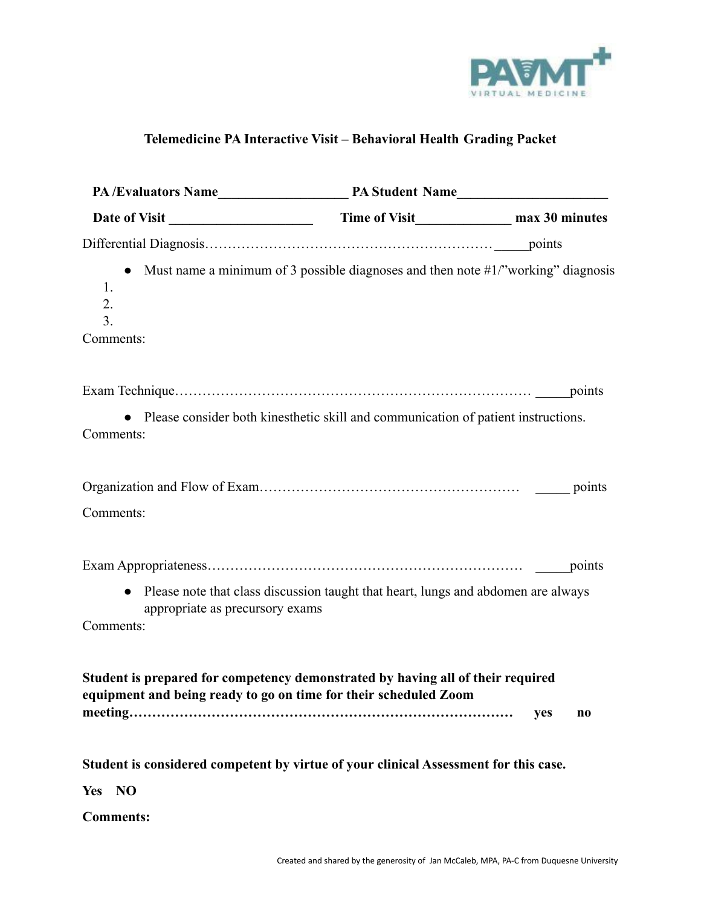# Telemedicine PA Interactive Visit – Behavioral Health Grading Packet

**PA /Evaluators Name___________________ PA Student Name______________________**

**Date of Visit ____________________ Time of Visit_____________ max 30 minutes**

Differential Diagnosis…………………………………………………………_____points

- Must name a minimum of 3 possible diagnoses and then note #1/"working" diagnosis

1.
2.
3.

Comments:

Exam Technique…………………………………………………………………… _____points

- Please consider both kinesthetic skill and communication of patient instructions.

Comments:

Organization and Flow of Exam………………………………………………… _____ points

Comments:

Exam Appropriateness…………………………………………………………… _____points

- Please note that class discussion taught that heart, lungs and abdomen are always appropriate as precursory exams

Comments:

**Student is prepared for competency demonstrated by having all of their required equipment and being ready to go on time for their scheduled Zoom meeting………………………………………………………………………… yes no**

**Student is considered competent by virtue of your clinical Assessment for this case.**

**Yes NO**

**Comments:**

Created and shared by the generosity of Jan McCaleb, MPA, PA-C from Duquesne University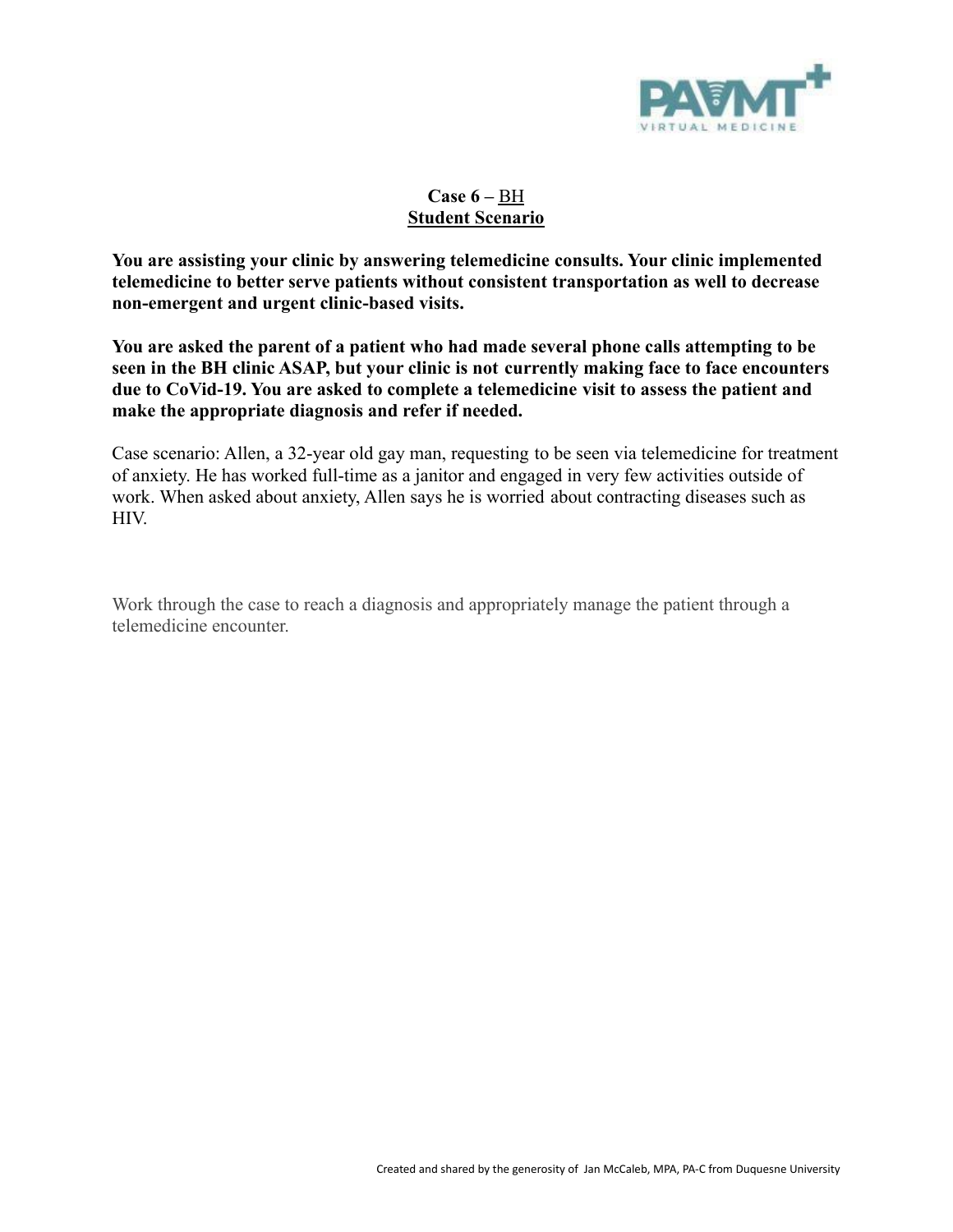**Case 6 –** BH
**Student Scenario**

**You are assisting your clinic by answering telemedicine consults. Your clinic implemented telemedicine to better serve patients without consistent transportation as well to decrease non-emergent and urgent clinic-based visits.**

**You are asked the parent of a patient who had made several phone calls attempting to be seen in the BH clinic ASAP, but your clinic is not currently making face to face encounters due to CoVid-19. You are asked to complete a telemedicine visit to assess the patient and make the appropriate diagnosis and refer if needed.**

Case scenario: Allen, a 32-year old gay man, requesting to be seen via telemedicine for treatment of anxiety. He has worked full-time as a janitor and engaged in very few activities outside of work. When asked about anxiety, Allen says he is worried about contracting diseases such as HIV.

Work through the case to reach a diagnosis and appropriately manage the patient through a telemedicine encounter.

Created and shared by the generosity of Jan McCaleb, MPA, PA-C from Duquesne University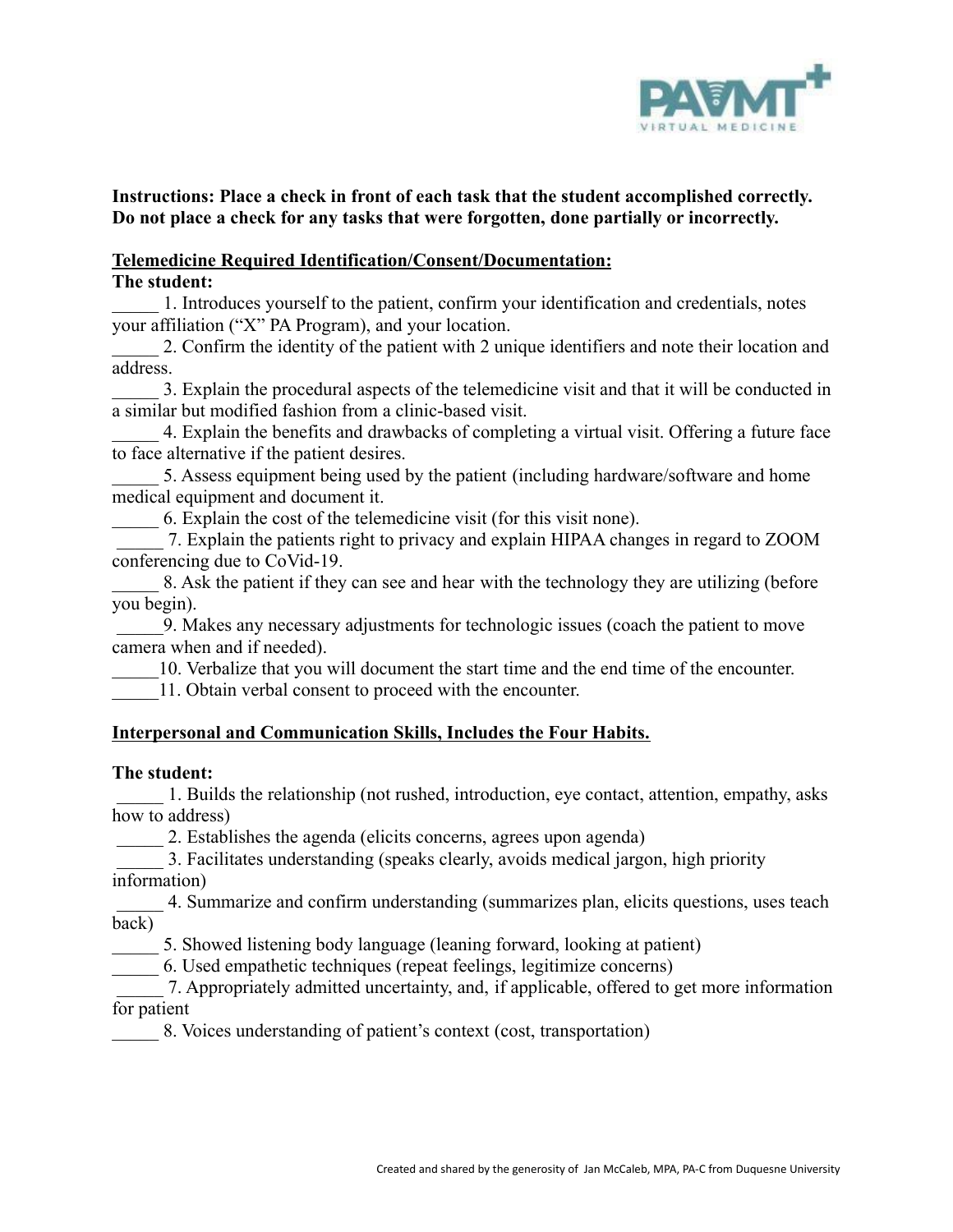**Instructions: Place a check in front of each task that the student accomplished correctly. Do not place a check for any tasks that were forgotten, done partially or incorrectly.**

**Telemedicine Required Identification/Consent/Documentation:**

**The student:**

_____ 1. Introduces yourself to the patient, confirm your identification and credentials, notes your affiliation (“X” PA Program), and your location.

_____ 2. Confirm the identity of the patient with 2 unique identifiers and note their location and address.

_____ 3. Explain the procedural aspects of the telemedicine visit and that it will be conducted in a similar but modified fashion from a clinic-based visit.

_____ 4. Explain the benefits and drawbacks of completing a virtual visit. Offering a future face to face alternative if the patient desires.

_____ 5. Assess equipment being used by the patient (including hardware/software and home medical equipment and document it.

_____ 6. Explain the cost of the telemedicine visit (for this visit none).

_____ 7. Explain the patients right to privacy and explain HIPAA changes in regard to ZOOM conferencing due to CoVid-19.

_____ 8. Ask the patient if they can see and hear with the technology they are utilizing (before you begin).

_____ 9. Makes any necessary adjustments for technologic issues (coach the patient to move camera when and if needed).

_____ 10. Verbalize that you will document the start time and the end time of the encounter.

_____ 11. Obtain verbal consent to proceed with the encounter.

**Interpersonal and Communication Skills, Includes the Four Habits.**

**The student:**

_____ 1. Builds the relationship (not rushed, introduction, eye contact, attention, empathy, asks how to address)

_____ 2. Establishes the agenda (elicits concerns, agrees upon agenda)

_____ 3. Facilitates understanding (speaks clearly, avoids medical jargon, high priority information)

_____ 4. Summarize and confirm understanding (summarizes plan, elicits questions, uses teach back)

_____ 5. Showed listening body language (leaning forward, looking at patient)

_____ 6. Used empathetic techniques (repeat feelings, legitimize concerns)

_____ 7. Appropriately admitted uncertainty, and, if applicable, offered to get more information for patient

_____ 8. Voices understanding of patient’s context (cost, transportation)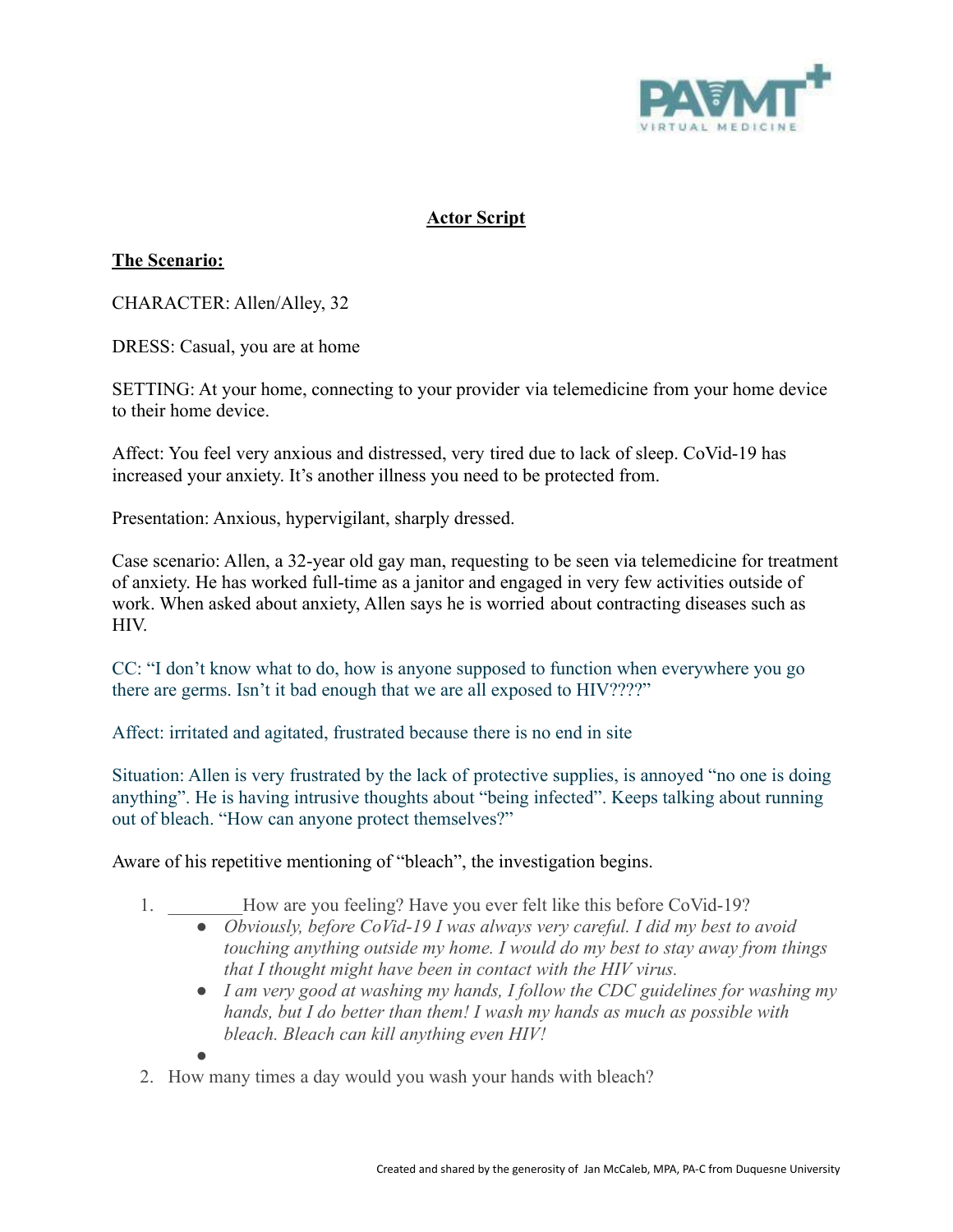## Actor Script

**The Scenario:**

CHARACTER: Allen/Alley, 32

DRESS: Casual, you are at home

SETTING: At your home, connecting to your provider via telemedicine from your home device to their home device.

Affect: You feel very anxious and distressed, very tired due to lack of sleep. CoVid-19 has increased your anxiety. It's another illness you need to be protected from.

Presentation: Anxious, hypervigilant, sharply dressed.

Case scenario: Allen, a 32-year old gay man, requesting to be seen via telemedicine for treatment of anxiety. He has worked full-time as a janitor and engaged in very few activities outside of work. When asked about anxiety, Allen says he is worried about contracting diseases such as HIV.

CC: "I don't know what to do, how is anyone supposed to function when everywhere you go there are germs. Isn't it bad enough that we are all exposed to HIV????"

Affect: irritated and agitated, frustrated because there is no end in site

Situation: Allen is very frustrated by the lack of protective supplies, is annoyed "no one is doing anything". He is having intrusive thoughts about "being infected". Keeps talking about running out of bleach. "How can anyone protect themselves?"

Aware of his repetitive mentioning of "bleach", the investigation begins.

1. ________How are you feeling? Have you ever felt like this before CoVid-19?
   - *Obviously, before CoVid-19 I was always very careful. I did my best to avoid touching anything outside my home. I would do my best to stay away from things that I thought might have been in contact with the HIV virus.*
   - *I am very good at washing my hands, I follow the CDC guidelines for washing my hands, but I do better than them! I wash my hands as much as possible with bleach. Bleach can kill anything even HIV!*
   - 
2. How many times a day would you wash your hands with bleach?

Created and shared by the generosity of Jan McCaleb, MPA, PA-C from Duquesne University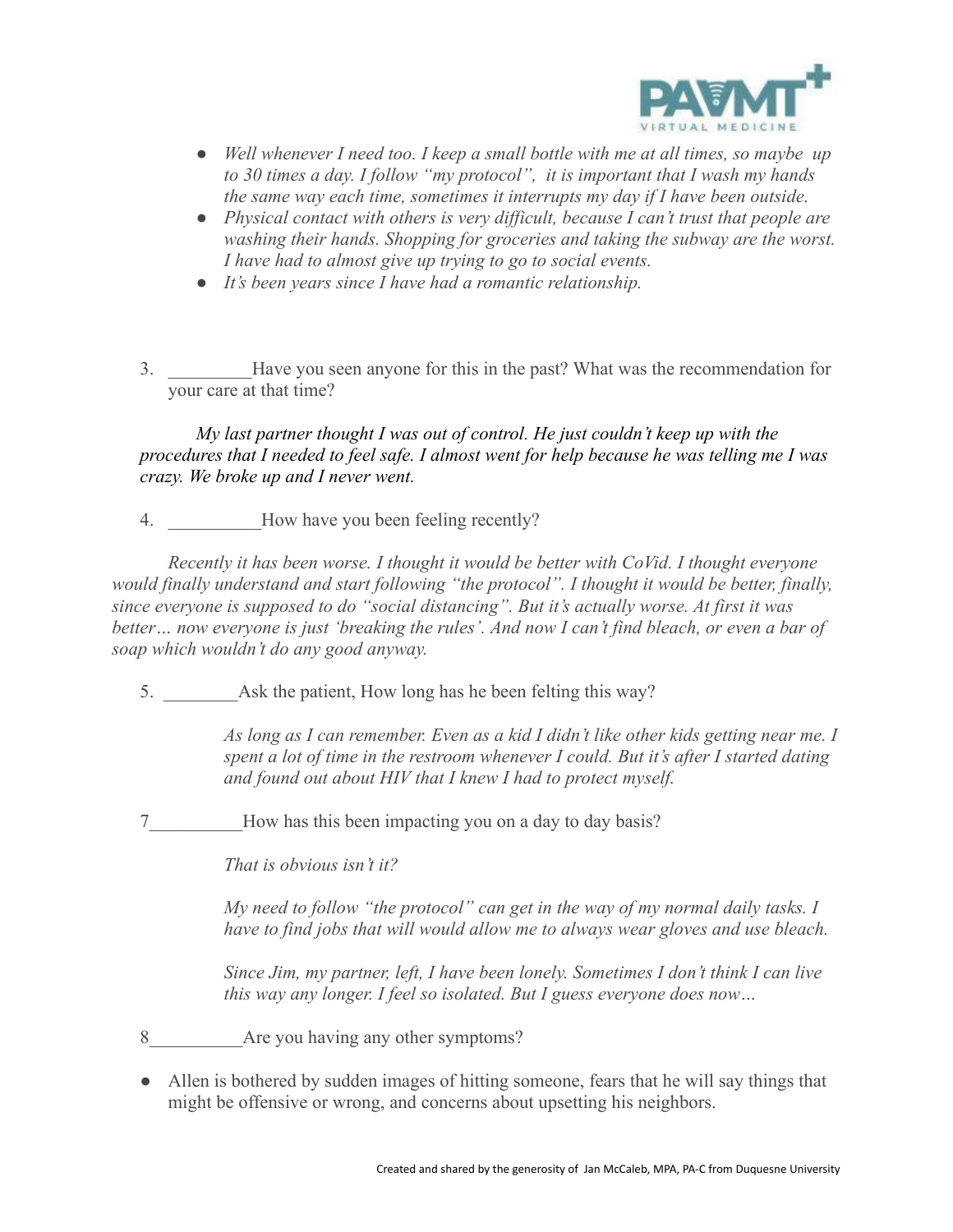- *Well whenever I need too. I keep a small bottle with me at all times, so maybe up to 30 times a day. I follow "my protocol", it is important that I wash my hands the same way each time, sometimes it interrupts my day if I have been outside.*
- *Physical contact with others is very difficult, because I can't trust that people are washing their hands. Shopping for groceries and taking the subway are the worst. I have had to almost give up trying to go to social events.*
- *It's been years since I have had a romantic relationship.*

3. _________Have you seen anyone for this in the past? What was the recommendation for your care at that time?

*My last partner thought I was out of control. He just couldn't keep up with the procedures that I needed to feel safe. I almost went for help because he was telling me I was crazy. We broke up and I never went.*

4. __________How have you been feeling recently?

*Recently it has been worse. I thought it would be better with CoVid. I thought everyone would finally understand and start following "the protocol". I thought it would be better, finally, since everyone is supposed to do "social distancing". But it's actually worse. At first it was better… now everyone is just 'breaking the rules'. And now I can't find bleach, or even a bar of soap which wouldn't do any good anyway.*

5. ________Ask the patient, How long has he been felting this way?

*As long as I can remember. Even as a kid I didn't like other kids getting near me. I spent a lot of time in the restroom whenever I could. But it's after I started dating and found out about HIV that I knew I had to protect myself.*

7__________How has this been impacting you on a day to day basis?

*That is obvious isn't it?*

*My need to follow "the protocol" can get in the way of my normal daily tasks. I have to find jobs that will would allow me to always wear gloves and use bleach.*

*Since Jim, my partner, left, I have been lonely. Sometimes I don't think I can live this way any longer. I feel so isolated. But I guess everyone does now…*

8__________Are you having any other symptoms?

- Allen is bothered by sudden images of hitting someone, fears that he will say things that might be offensive or wrong, and concerns about upsetting his neighbors.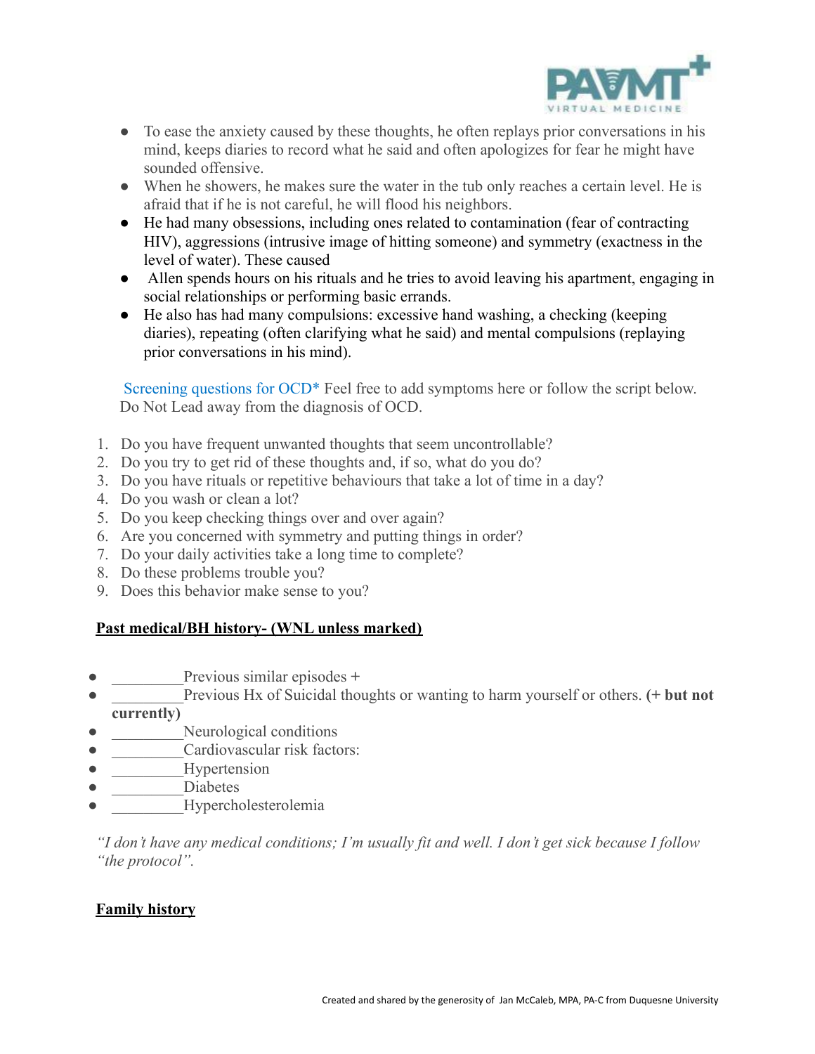- To ease the anxiety caused by these thoughts, he often replays prior conversations in his mind, keeps diaries to record what he said and often apologizes for fear he might have sounded offensive.
- When he showers, he makes sure the water in the tub only reaches a certain level. He is afraid that if he is not careful, he will flood his neighbors.
- He had many obsessions, including ones related to contamination (fear of contracting HIV), aggressions (intrusive image of hitting someone) and symmetry (exactness in the level of water). These caused
- Allen spends hours on his rituals and he tries to avoid leaving his apartment, engaging in social relationships or performing basic errands.
- He also has had many compulsions: excessive hand washing, a checking (keeping diaries), repeating (often clarifying what he said) and mental compulsions (replaying prior conversations in his mind).

Screening questions for OCD* Feel free to add symptoms here or follow the script below. Do Not Lead away from the diagnosis of OCD.

1. Do you have frequent unwanted thoughts that seem uncontrollable?
2. Do you try to get rid of these thoughts and, if so, what do you do?
3. Do you have rituals or repetitive behaviours that take a lot of time in a day?
4. Do you wash or clean a lot?
5. Do you keep checking things over and over again?
6. Are you concerned with symmetry and putting things in order?
7. Do your daily activities take a long time to complete?
8. Do these problems trouble you?
9. Does this behavior make sense to you?

**Past medical/BH history- (WNL unless marked)**

- _________Previous similar episodes +
- _________Previous Hx of Suicidal thoughts or wanting to harm yourself or others. **(+ but not currently)**
- _________Neurological conditions
- _________Cardiovascular risk factors:
- _________Hypertension
- _________Diabetes
- _________Hypercholesterolemia

*"I don't have any medical conditions; I'm usually fit and well. I don't get sick because I follow "the protocol".*

**Family history**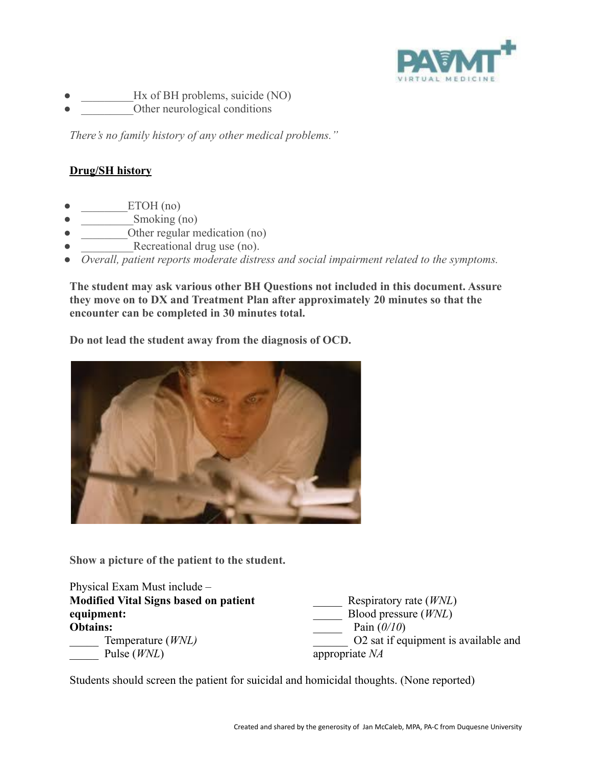- _________Hx of BH problems, suicide (NO)
- _________Other neurological conditions

*There's no family history of any other medical problems."*

**Drug/SH history**

- ________ETOH (no)
- _________Smoking (no)
- ________Other regular medication (no)
- _________Recreational drug use (no).
- *Overall, patient reports moderate distress and social impairment related to the symptoms.*

**The student may ask various other BH Questions not included in this document. Assure they move on to DX and Treatment Plan after approximately 20 minutes so that the encounter can be completed in 30 minutes total.**

**Do not lead the student away from the diagnosis of OCD.**

**Show a picture of the patient to the student.**

Physical Exam Must include –
**Modified Vital Signs based on patient equipment:**
**Obtains:**

_____ Temperature (*WNL)*
_____ Pulse (*WNL*)
_____ Respiratory rate (*WNL*)
_____ Blood pressure (*WNL*)
_____ Pain (*0/10*)
______ O2 sat if equipment is available and appropriate *NA*

Students should screen the patient for suicidal and homicidal thoughts. (None reported)

Created and shared by the generosity of Jan McCaleb, MPA, PA-C from Duquesne University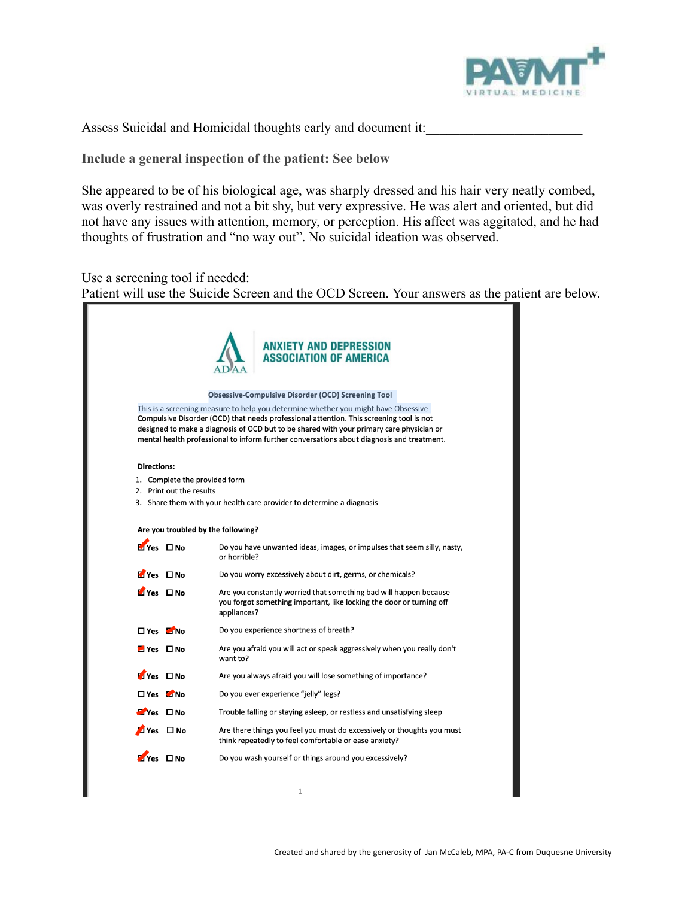Assess Suicidal and Homicidal thoughts early and document it:_______________________

**Include a general inspection of the patient: See below**

She appeared to be of his biological age, was sharply dressed and his hair very neatly combed, was overly restrained and not a bit shy, but very expressive. He was alert and oriented, but did not have any issues with attention, memory, or perception. His affect was aggitated, and he had thoughts of frustration and "no way out". No suicidal ideation was observed.

Use a screening tool if needed:
Patient will use the Suicide Screen and the OCD Screen. Your answers as the patient are below.

**ANXIETY AND DEPRESSION ASSOCIATION OF AMERICA**

**Obsessive-Compulsive Disorder (OCD) Screening Tool**

This is a screening measure to help you determine whether you might have Obsessive-Compulsive Disorder (OCD) that needs professional attention. This screening tool is not designed to make a diagnosis of OCD but to be shared with your primary care physician or mental health professional to inform further conversations about diagnosis and treatment.

**Directions:**

1. Complete the provided form
2. Print out the results
3. Share them with your health care provider to determine a diagnosis

**Are you troubled by the following?**

| Yes | No | Question |
|---|---|---|
| ☑ | ☐ | Do you have unwanted ideas, images, or impulses that seem silly, nasty, or horrible? |
| ☑ | ☐ | Do you worry excessively about dirt, germs, or chemicals? |
| ☑ | ☐ | Are you constantly worried that something bad will happen because you forgot something important, like locking the door or turning off appliances? |
| ☐ | ☑ | Do you experience shortness of breath? |
| ☑ | ☐ | Are you afraid you will act or speak aggressively when you really don't want to? |
| ☑ | ☐ | Are you always afraid you will lose something of importance? |
| ☐ | ☑ | Do you ever experience "jelly" legs? |
| ☑ | ☐ | Trouble falling or staying asleep, or restless and unsatisfying sleep |
| ☑ | ☐ | Are there things you feel you must do excessively or thoughts you must think repeatedly to feel comfortable or ease anxiety? |
| ☑ | ☐ | Do you wash yourself or things around you excessively? |

Created and shared by the generosity of Jan McCaleb, MPA, PA-C from Duquesne University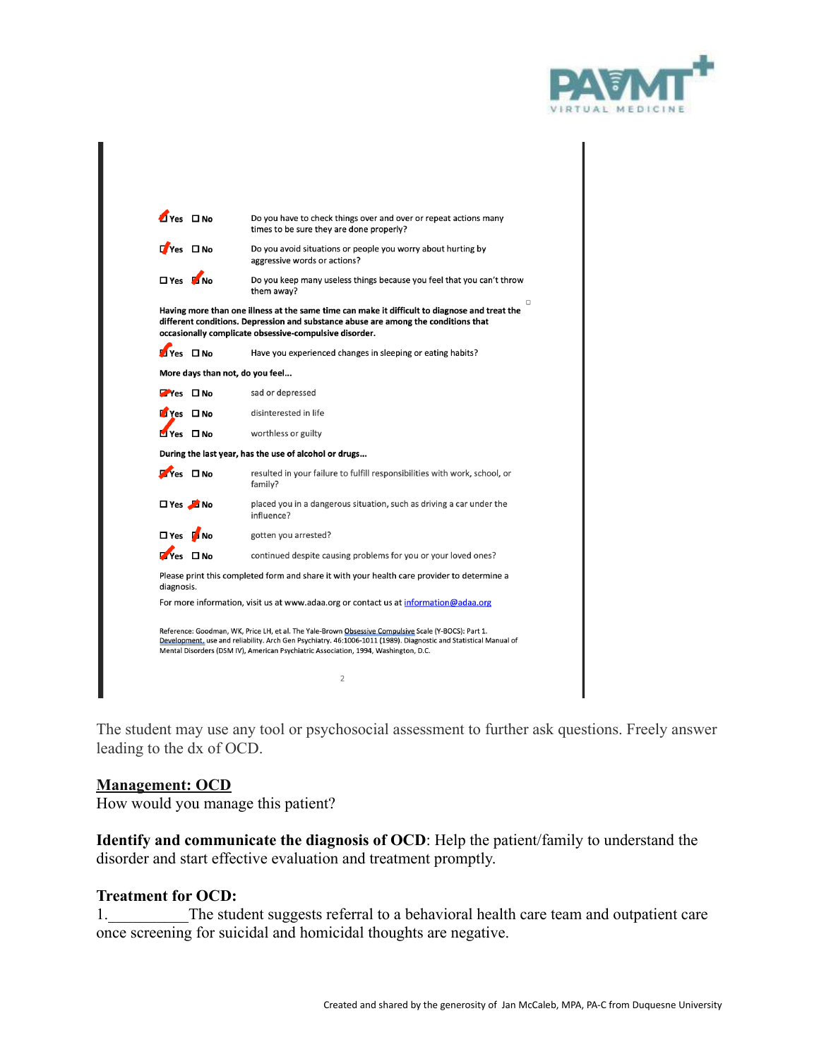| | | |
|---|---|---|
| ☑ Yes | ☐ No | Do you have to check things over and over or repeat actions many times to be sure they are done properly? |
| ☑ Yes | ☐ No | Do you avoid situations or people you worry about hurting by aggressive words or actions? |
| ☐ Yes | ☑ No | Do you keep many useless things because you feel that you can't throw them away? |

**Having more than one illness at the same time can make it difficult to diagnose and treat the different conditions. Depression and substance abuse are among the conditions that occasionally complicate obsessive-compulsive disorder.**

| | | |
|---|---|---|
| ☑ Yes | ☐ No | Have you experienced changes in sleeping or eating habits? |

**More days than not, do you feel...**

| | | |
|---|---|---|
| ☑ Yes | ☐ No | sad or depressed |
| ☑ Yes | ☐ No | disinterested in life |
| ☑ Yes | ☐ No | worthless or guilty |

**During the last year, has the use of alcohol or drugs...**

| | | |
|---|---|---|
| ☑ Yes | ☐ No | resulted in your failure to fulfill responsibilities with work, school, or family? |
| ☐ Yes | ☑ No | placed you in a dangerous situation, such as driving a car under the influence? |
| ☐ Yes | ☑ No | gotten you arrested? |
| ☑ Yes | ☐ No | continued despite causing problems for you or your loved ones? |

Please print this completed form and share it with your health care provider to determine a diagnosis.

For more information, visit us at www.adaa.org or contact us at information@adaa.org

Reference: Goodman, WK, Price LH, et al. The Yale-Brown Obsessive Compulsive Scale (Y-BOCS): Part 1. Development, use and reliability. Arch Gen Psychiatry. 46:1006-1011 (1989). Diagnostic and Statistical Manual of Mental Disorders (DSM IV), American Psychiatric Association, 1994, Washington, D.C.

The student may use any tool or psychosocial assessment to further ask questions. Freely answer leading to the dx of OCD.

## Management: OCD

How would you manage this patient?

**Identify and communicate the diagnosis of OCD**: Help the patient/family to understand the disorder and start effective evaluation and treatment promptly.

**Treatment for OCD:**

1.__________The student suggests referral to a behavioral health care team and outpatient care once screening for suicidal and homicidal thoughts are negative.

Created and shared by the generosity of Jan McCaleb, MPA, PA-C from Duquesne University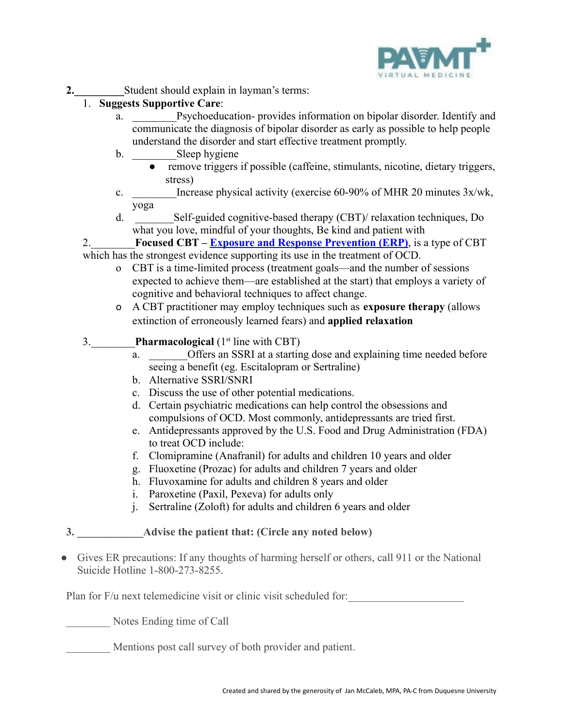**2.\_\_\_\_\_\_\_\_\_**Student should explain in layman's terms:

1. **Suggests Supportive Care**:
   a. \_\_\_\_\_\_\_\_Psychoeducation- provides information on bipolar disorder. Identify and communicate the diagnosis of bipolar disorder as early as possible to help people understand the disorder and start effective treatment promptly.
   b. \_\_\_\_\_\_\_\_Sleep hygiene
      - remove triggers if possible (caffeine, stimulants, nicotine, dietary triggers, stress)
   c. \_\_\_\_\_\_\_\_Increase physical activity (exercise 60-90% of MHR 20 minutes 3x/wk, yoga
   d. \_\_\_\_\_\_\_Self-guided cognitive-based therapy (CBT)/ relaxation techniques, Do what you love, mindful of your thoughts, Be kind and patient with

2.\_\_\_\_\_\_\_\_**Focused CBT – [Exposure and Response Prevention (ERP)](#)**, is a type of CBT which has the strongest evidence supporting its use in the treatment of OCD.
   - CBT is a time-limited process (treatment goals—and the number of sessions expected to achieve them—are established at the start) that employs a variety of cognitive and behavioral techniques to affect change.
   - A CBT practitioner may employ techniques such as **exposure therapy** (allows extinction of erroneously learned fears) and **applied relaxation**

3.\_\_\_\_\_\_\_\_**Pharmacological** (1st line with CBT)
   a. \_\_\_\_\_\_\_Offers an SSRI at a starting dose and explaining time needed before seeing a benefit (eg. Escitalopram or Sertraline)
   b. Alternative SSRI/SNRI
   c. Discuss the use of other potential medications.
   d. Certain psychiatric medications can help control the obsessions and compulsions of OCD. Most commonly, antidepressants are tried first.
   e. Antidepressants approved by the U.S. Food and Drug Administration (FDA) to treat OCD include:
   f. Clomipramine (Anafranil) for adults and children 10 years and older
   g. Fluoxetine (Prozac) for adults and children 7 years and older
   h. Fluvoxamine for adults and children 8 years and older
   i. Paroxetine (Paxil, Pexeva) for adults only
   j. Sertraline (Zoloft) for adults and children 6 years and older

**3. \_\_\_\_\_\_\_\_\_\_\_\_Advise the patient that: (Circle any noted below)**

- Gives ER precautions: If any thoughts of harming herself or others, call 911 or the National Suicide Hotline 1-800-273-8255.

Plan for F/u next telemedicine visit or clinic visit scheduled for:\_\_\_\_\_\_\_\_\_\_\_\_\_\_\_\_\_\_\_\_\_

\_\_\_\_\_\_\_\_ Notes Ending time of Call

\_\_\_\_\_\_\_\_ Mentions post call survey of both provider and patient.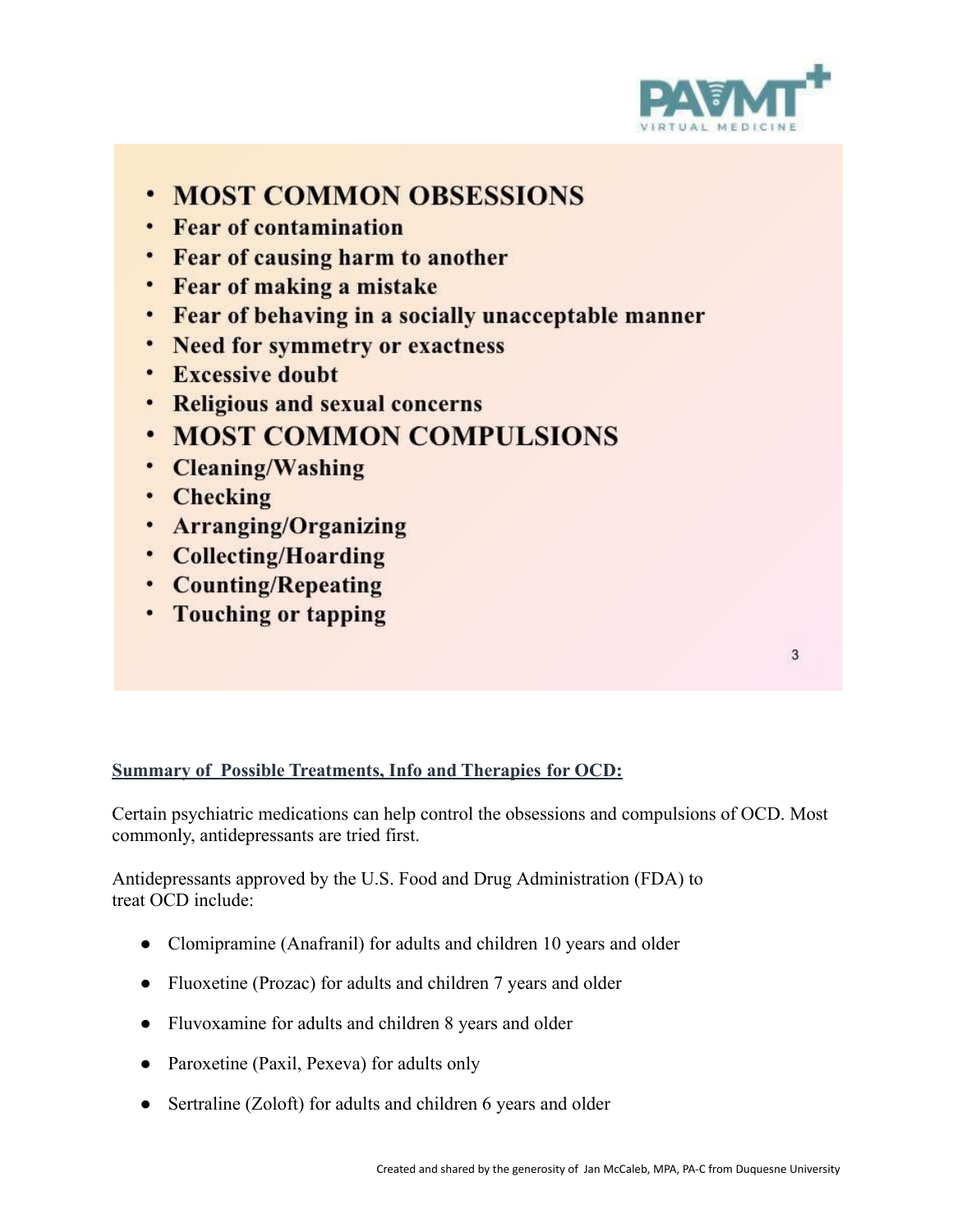- **MOST COMMON OBSESSIONS**
- **Fear of contamination**
- **Fear of causing harm to another**
- **Fear of making a mistake**
- **Fear of behaving in a socially unacceptable manner**
- **Need for symmetry or exactness**
- **Excessive doubt**
- **Religious and sexual concerns**
- **MOST COMMON COMPULSIONS**
- **Cleaning/Washing**
- **Checking**
- **Arranging/Organizing**
- **Collecting/Hoarding**
- **Counting/Repeating**
- **Touching or tapping**

**Summary of Possible Treatments, Info and Therapies for OCD:**

Certain psychiatric medications can help control the obsessions and compulsions of OCD. Most commonly, antidepressants are tried first.

Antidepressants approved by the U.S. Food and Drug Administration (FDA) to treat OCD include:

- Clomipramine (Anafranil) for adults and children 10 years and older
- Fluoxetine (Prozac) for adults and children 7 years and older
- Fluvoxamine for adults and children 8 years and older
- Paroxetine (Paxil, Pexeva) for adults only
- Sertraline (Zoloft) for adults and children 6 years and older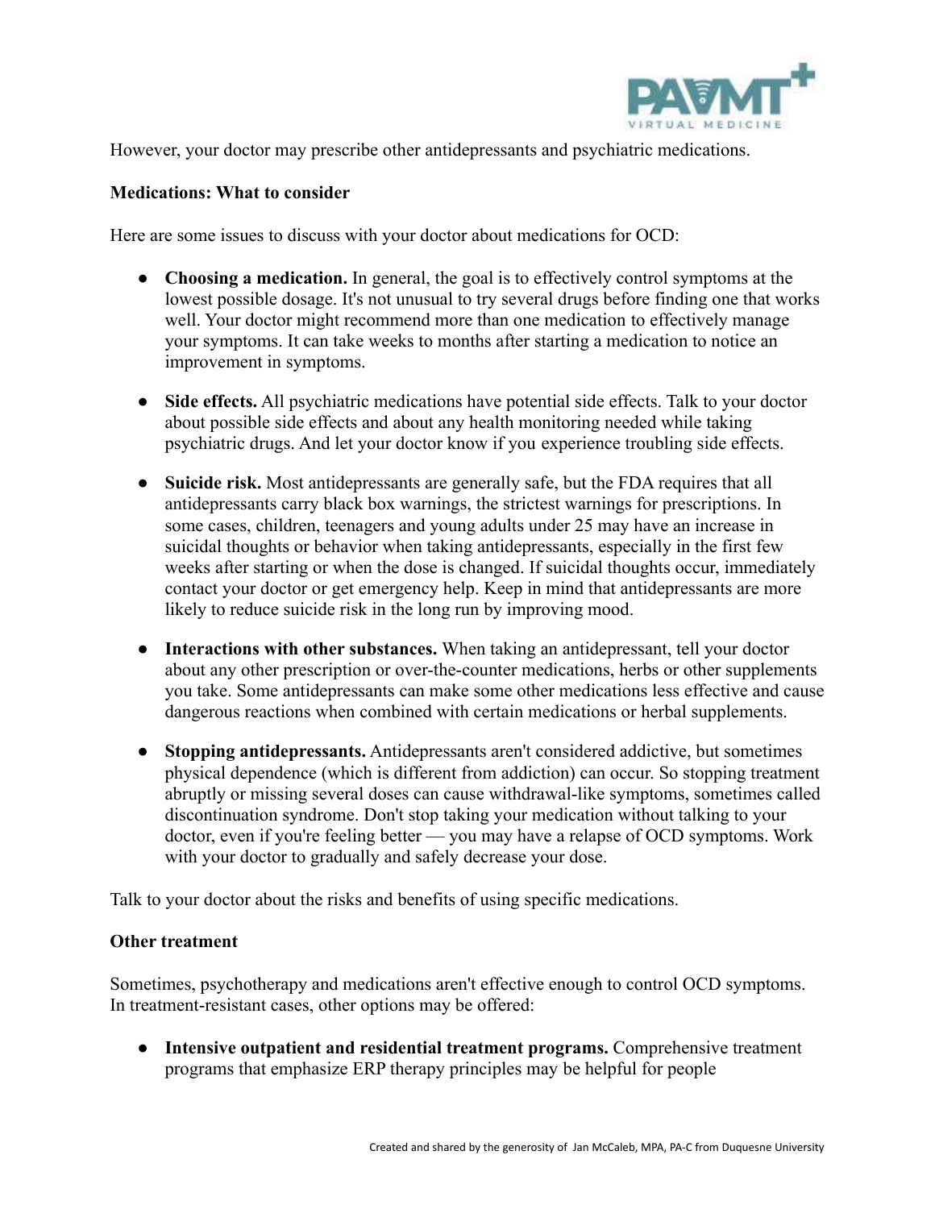However, your doctor may prescribe other antidepressants and psychiatric medications.

**Medications: What to consider**

Here are some issues to discuss with your doctor about medications for OCD:

- **Choosing a medication.** In general, the goal is to effectively control symptoms at the lowest possible dosage. It's not unusual to try several drugs before finding one that works well. Your doctor might recommend more than one medication to effectively manage your symptoms. It can take weeks to months after starting a medication to notice an improvement in symptoms.

- **Side effects.** All psychiatric medications have potential side effects. Talk to your doctor about possible side effects and about any health monitoring needed while taking psychiatric drugs. And let your doctor know if you experience troubling side effects.

- **Suicide risk.** Most antidepressants are generally safe, but the FDA requires that all antidepressants carry black box warnings, the strictest warnings for prescriptions. In some cases, children, teenagers and young adults under 25 may have an increase in suicidal thoughts or behavior when taking antidepressants, especially in the first few weeks after starting or when the dose is changed. If suicidal thoughts occur, immediately contact your doctor or get emergency help. Keep in mind that antidepressants are more likely to reduce suicide risk in the long run by improving mood.

- **Interactions with other substances.** When taking an antidepressant, tell your doctor about any other prescription or over-the-counter medications, herbs or other supplements you take. Some antidepressants can make some other medications less effective and cause dangerous reactions when combined with certain medications or herbal supplements.

- **Stopping antidepressants.** Antidepressants aren't considered addictive, but sometimes physical dependence (which is different from addiction) can occur. So stopping treatment abruptly or missing several doses can cause withdrawal-like symptoms, sometimes called discontinuation syndrome. Don't stop taking your medication without talking to your doctor, even if you're feeling better — you may have a relapse of OCD symptoms. Work with your doctor to gradually and safely decrease your dose.

Talk to your doctor about the risks and benefits of using specific medications.

**Other treatment**

Sometimes, psychotherapy and medications aren't effective enough to control OCD symptoms. In treatment-resistant cases, other options may be offered:

- **Intensive outpatient and residential treatment programs.** Comprehensive treatment programs that emphasize ERP therapy principles may be helpful for people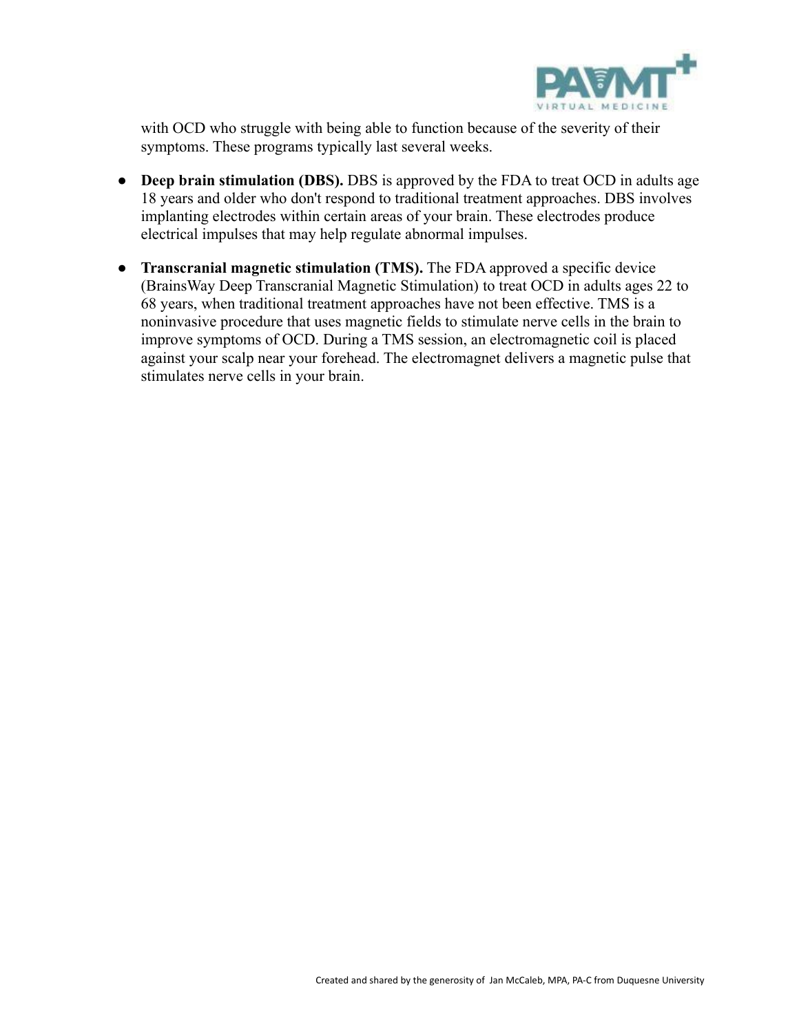with OCD who struggle with being able to function because of the severity of their symptoms. These programs typically last several weeks.

- **Deep brain stimulation (DBS).** DBS is approved by the FDA to treat OCD in adults age 18 years and older who don't respond to traditional treatment approaches. DBS involves implanting electrodes within certain areas of your brain. These electrodes produce electrical impulses that may help regulate abnormal impulses.

- **Transcranial magnetic stimulation (TMS).** The FDA approved a specific device (BrainsWay Deep Transcranial Magnetic Stimulation) to treat OCD in adults ages 22 to 68 years, when traditional treatment approaches have not been effective. TMS is a noninvasive procedure that uses magnetic fields to stimulate nerve cells in the brain to improve symptoms of OCD. During a TMS session, an electromagnetic coil is placed against your scalp near your forehead. The electromagnet delivers a magnetic pulse that stimulates nerve cells in your brain.